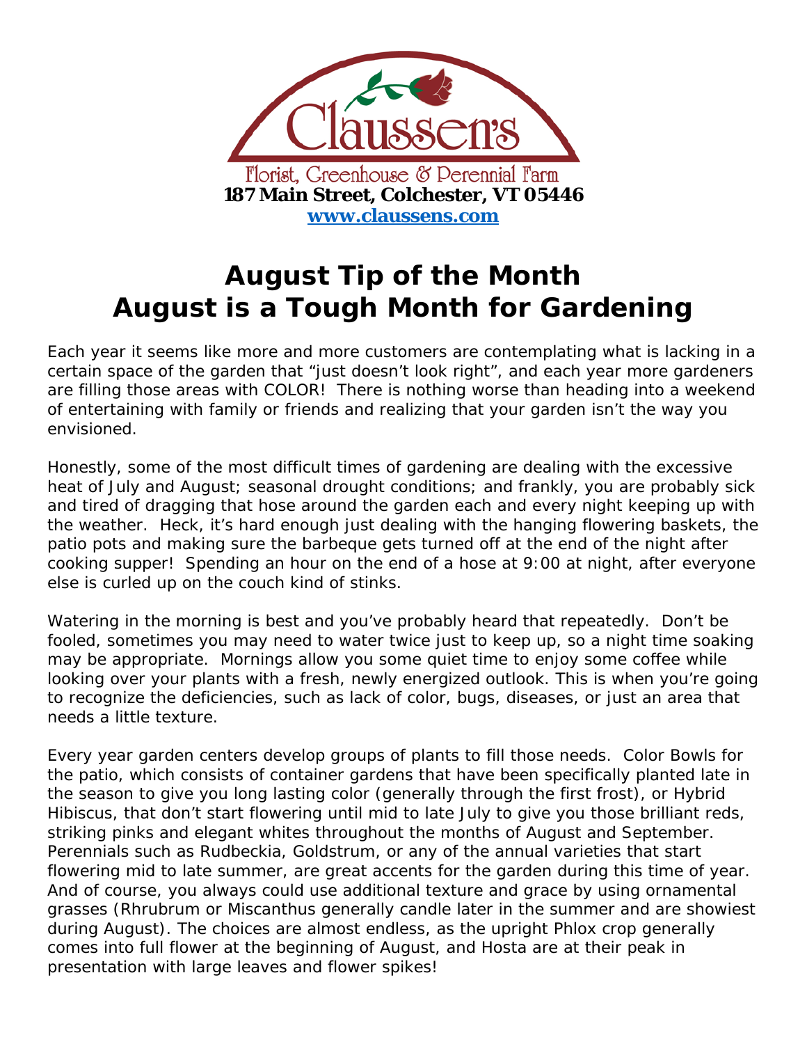Claussen's

Florist, Greenhouse & Perennial Farm

**187 Main Street, Colchester, VT 05446**

**www.claussens.com**

# August Tip of the Month
# August is a Tough Month for Gardening

Each year it seems like more and more customers are contemplating what is lacking in a certain space of the garden that "just doesn't look right", and each year more gardeners are filling those areas with COLOR! There is nothing worse than heading into a weekend of entertaining with family or friends and realizing that your garden isn't the way you envisioned.

Honestly, some of the most difficult times of gardening are dealing with the excessive heat of July and August; seasonal drought conditions; and frankly, you are probably sick and tired of dragging that hose around the garden each and every night keeping up with the weather. Heck, it's hard enough just dealing with the hanging flowering baskets, the patio pots and making sure the barbeque gets turned off at the end of the night after cooking supper! Spending an hour on the end of a hose at 9:00 at night, after everyone else is curled up on the couch kind of stinks.

Watering in the morning is best and you've probably heard that repeatedly. Don't be fooled, sometimes you may need to water twice just to keep up, so a night time soaking may be appropriate. Mornings allow you some quiet time to enjoy some coffee while looking over your plants with a fresh, newly energized outlook. This is when you're going to recognize the deficiencies, such as lack of color, bugs, diseases, or just an area that needs a little texture.

Every year garden centers develop groups of plants to fill those needs. Color Bowls for the patio, which consists of container gardens that have been specifically planted late in the season to give you long lasting color (generally through the first frost), or Hybrid Hibiscus, that don't start flowering until mid to late July to give you those brilliant reds, striking pinks and elegant whites throughout the months of August and September. Perennials such as Rudbeckia, Goldstrum, or any of the annual varieties that start flowering mid to late summer, are great accents for the garden during this time of year. And of course, you always could use additional texture and grace by using ornamental grasses (Rhrubrum or Miscanthus generally candle later in the summer and are showiest during August). The choices are almost endless, as the upright Phlox crop generally comes into full flower at the beginning of August, and Hosta are at their peak in presentation with large leaves and flower spikes!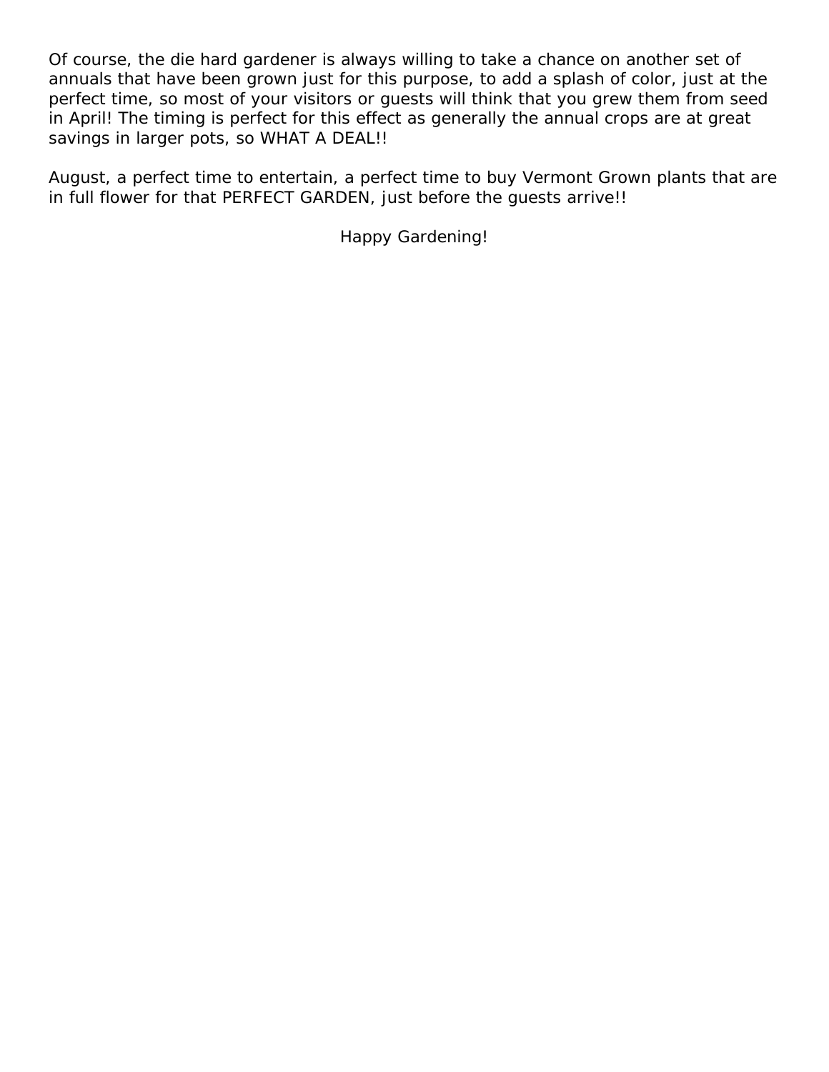Of course, the die hard gardener is always willing to take a chance on another set of annuals that have been grown just for this purpose, to add a splash of color, just at the perfect time, so most of your visitors or guests will think that you grew them from seed in April! The timing is perfect for this effect as generally the annual crops are at great savings in larger pots, so WHAT A DEAL!!

August, a perfect time to entertain, a perfect time to buy Vermont Grown plants that are in full flower for that PERFECT GARDEN, just before the guests arrive!!

Happy Gardening!